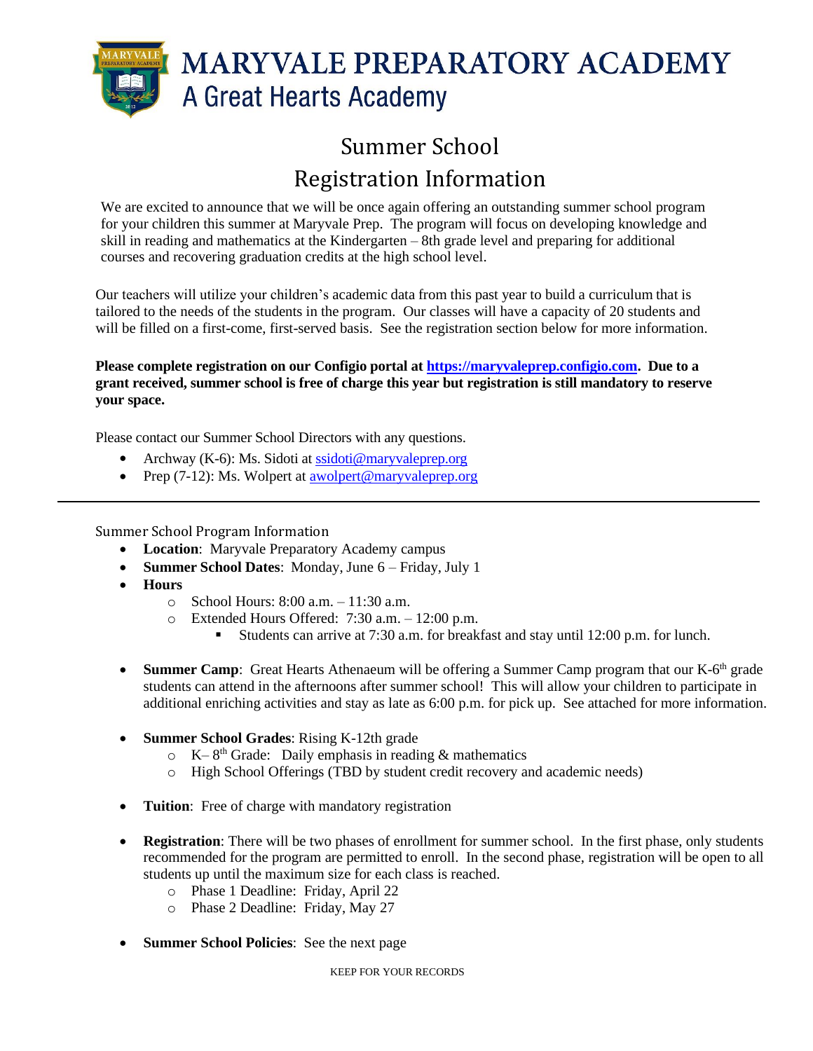# MARYVALE PREPARATORY ACADEMY
## A Great Hearts Academy

## Summer School
## Registration Information

We are excited to announce that we will be once again offering an outstanding summer school program for your children this summer at Maryvale Prep. The program will focus on developing knowledge and skill in reading and mathematics at the Kindergarten – 8th grade level and preparing for additional courses and recovering graduation credits at the high school level.

Our teachers will utilize your children's academic data from this past year to build a curriculum that is tailored to the needs of the students in the program. Our classes will have a capacity of 20 students and will be filled on a first-come, first-served basis. See the registration section below for more information.

**Please complete registration on our Configio portal at [https://maryvaleprep.configio.com](https://maryvaleprep.configio.com). Due to a grant received, summer school is free of charge this year but registration is still mandatory to reserve your space.**

Please contact our Summer School Directors with any questions.

- Archway (K-6): Ms. Sidoti at ssidoti@maryvaleprep.org
- Prep (7-12): Ms. Wolpert at awolpert@maryvaleprep.org

---

Summer School Program Information

- **Location**: Maryvale Preparatory Academy campus
- **Summer School Dates**: Monday, June 6 – Friday, July 1
- **Hours**
  - School Hours: 8:00 a.m. – 11:30 a.m.
  - Extended Hours Offered: 7:30 a.m. – 12:00 p.m.
    - Students can arrive at 7:30 a.m. for breakfast and stay until 12:00 p.m. for lunch.
- **Summer Camp**: Great Hearts Athenaeum will be offering a Summer Camp program that our K-6th grade students can attend in the afternoons after summer school! This will allow your children to participate in additional enriching activities and stay as late as 6:00 p.m. for pick up. See attached for more information.
- **Summer School Grades**: Rising K-12th grade
  - K– 8th Grade: Daily emphasis in reading & mathematics
  - High School Offerings (TBD by student credit recovery and academic needs)
- **Tuition**: Free of charge with mandatory registration
- **Registration**: There will be two phases of enrollment for summer school. In the first phase, only students recommended for the program are permitted to enroll. In the second phase, registration will be open to all students up until the maximum size for each class is reached.
  - Phase 1 Deadline: Friday, April 22
  - Phase 2 Deadline: Friday, May 27
- **Summer School Policies**: See the next page

KEEP FOR YOUR RECORDS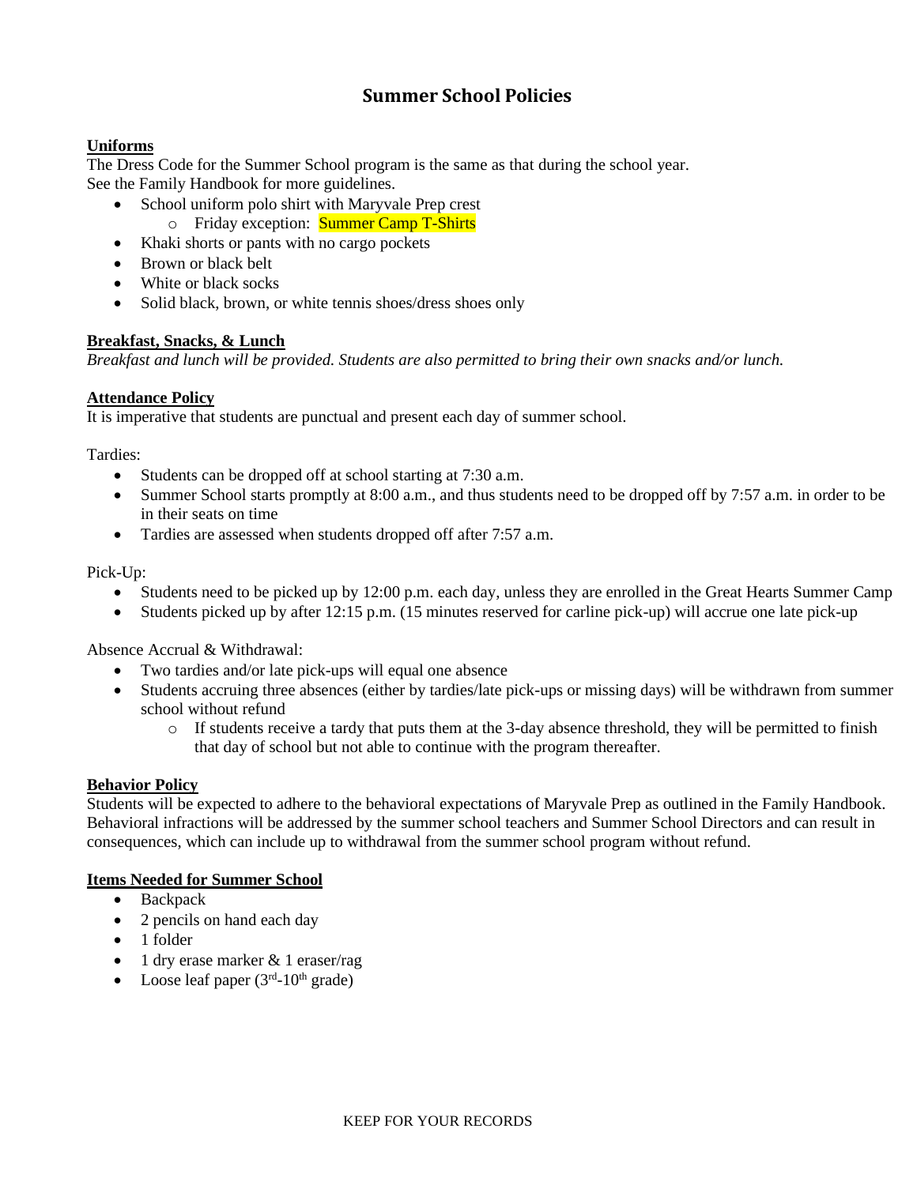# Summer School Policies

**Uniforms**

The Dress Code for the Summer School program is the same as that during the school year. See the Family Handbook for more guidelines.

- School uniform polo shirt with Maryvale Prep crest
  - Friday exception: Summer Camp T-Shirts
- Khaki shorts or pants with no cargo pockets
- Brown or black belt
- White or black socks
- Solid black, brown, or white tennis shoes/dress shoes only

**Breakfast, Snacks, & Lunch**

*Breakfast and lunch will be provided. Students are also permitted to bring their own snacks and/or lunch.*

**Attendance Policy**

It is imperative that students are punctual and present each day of summer school.

Tardies:

- Students can be dropped off at school starting at 7:30 a.m.
- Summer School starts promptly at 8:00 a.m., and thus students need to be dropped off by 7:57 a.m. in order to be in their seats on time
- Tardies are assessed when students dropped off after 7:57 a.m.

Pick-Up:

- Students need to be picked up by 12:00 p.m. each day, unless they are enrolled in the Great Hearts Summer Camp
- Students picked up by after 12:15 p.m. (15 minutes reserved for carline pick-up) will accrue one late pick-up

Absence Accrual & Withdrawal:

- Two tardies and/or late pick-ups will equal one absence
- Students accruing three absences (either by tardies/late pick-ups or missing days) will be withdrawn from summer school without refund
  - If students receive a tardy that puts them at the 3-day absence threshold, they will be permitted to finish that day of school but not able to continue with the program thereafter.

**Behavior Policy**

Students will be expected to adhere to the behavioral expectations of Maryvale Prep as outlined in the Family Handbook. Behavioral infractions will be addressed by the summer school teachers and Summer School Directors and can result in consequences, which can include up to withdrawal from the summer school program without refund.

**Items Needed for Summer School**

- Backpack
- 2 pencils on hand each day
- 1 folder
- 1 dry erase marker & 1 eraser/rag
- Loose leaf paper (3rd-10th grade)

KEEP FOR YOUR RECORDS